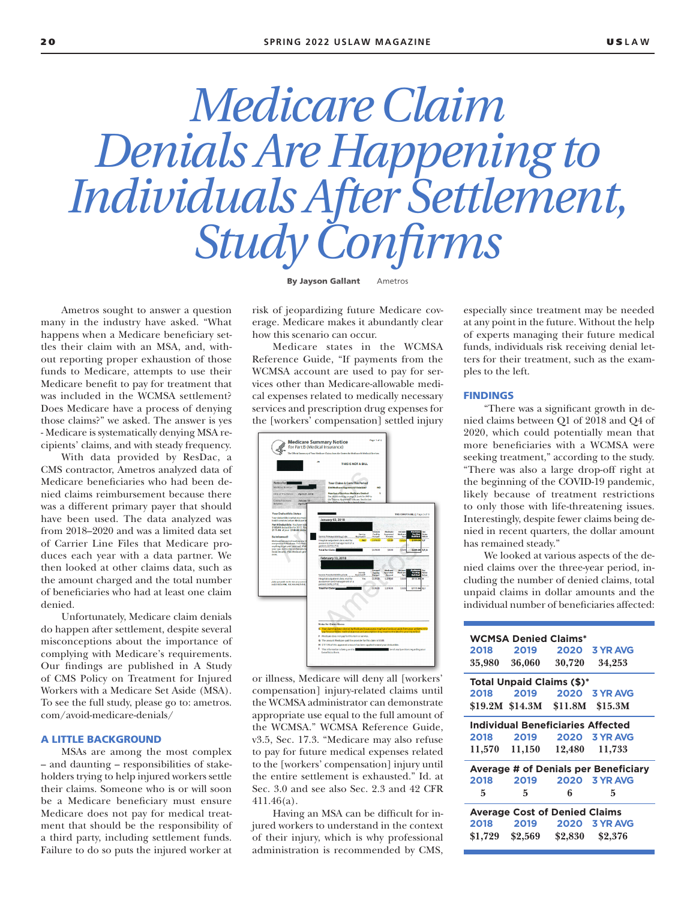# Medicare Claim Denials Are Happening to Individuals After Settlement, Study Confirms

**By Jayson Gallant** Ametros

Ametros sought to answer a question many in the industry have asked. "What happens when a Medicare beneficiary settles their claim with an MSA, and, without reporting proper exhaustion of those funds to Medicare, attempts to use their Medicare benefit to pay for treatment that was included in the WCMSA settlement? Does Medicare have a process of denying those claims?" we asked. The answer is yes - Medicare is systematically denying MSA recipients' claims, and with steady frequency.

With data provided by ResDac, a CMS contractor, Ametros analyzed data of Medicare beneficiaries who had been denied claims reimbursement because there was a different primary payer that should have been used. The data analyzed was from 2018–2020 and was a limited data set of Carrier Line Files that Medicare produces each year with a data partner. We then looked at other claims data, such as the amount charged and the total number of beneficiaries who had at least one claim denied.

Unfortunately, Medicare claim denials do happen after settlement, despite several misconceptions about the importance of complying with Medicare's requirements. Our findings are published in A Study of CMS Policy on Treatment for Injured Workers with a Medicare Set Aside (MSA). To see the full study, please go to: ametros.com/avoid-medicare-denials/

## A LITTLE BACKGROUND

MSAs are among the most complex – and daunting – responsibilities of stakeholders trying to help injured workers settle their claims. Someone who is or will soon be a Medicare beneficiary must ensure Medicare does not pay for medical treatment that should be the responsibility of a third party, including settlement funds. Failure to do so puts the injured worker at risk of jeopardizing future Medicare coverage. Medicare makes it abundantly clear how this scenario can occur.

Medicare states in the WCMSA Reference Guide, "If payments from the WCMSA account are used to pay for services other than Medicare-allowable medical expenses related to medically necessary services and prescription drug expenses for the [workers' compensation] settled injury or illness, Medicare will deny all [workers' compensation] injury-related claims until the WCMSA administrator can demonstrate appropriate use equal to the full amount of the WCMSA." WCMSA Reference Guide, v3.5, Sec. 17.3. "Medicare may also refuse to pay for future medical expenses related to the [workers' compensation] injury until the entire settlement is exhausted." Id. at Sec. 3.0 and see also Sec. 2.3 and 42 CFR 411.46(a).

Having an MSA can be difficult for injured workers to understand in the context of their injury, which is why professional administration is recommended by CMS, especially since treatment may be needed at any point in the future. Without the help of experts managing their future medical funds, individuals risk receiving denial letters for their treatment, such as the examples to the left.

## FINDINGS

"There was a significant growth in denied claims between Q1 of 2018 and Q4 of 2020, which could potentially mean that more beneficiaries with a WCMSA were seeking treatment," according to the study. "There was also a large drop-off right at the beginning of the COVID-19 pandemic, likely because of treatment restrictions to only those with life-threatening issues. Interestingly, despite fewer claims being denied in recent quarters, the dollar amount has remained steady."

We looked at various aspects of the denied claims over the three-year period, including the number of denied claims, total unpaid claims in dollar amounts and the individual number of beneficiaries affected:

| | 2018 | 2019 | 2020 | 3 YR AVG |
|---|---|---|---|---|
| **WCMSA Denied Claims*** | 35,980 | 36,060 | 30,720 | 34,253 |
| **Total Unpaid Claims ($)*** | $19.2M | $14.3M | $11.8M | $15.3M |
| **Individual Beneficiaries Affected** | 11,570 | 11,150 | 12,480 | 11,733 |
| **Average # of Denials per Beneficiary** | 5 | 5 | 6 | 5 |
| **Average Cost of Denied Claims** | $1,729 | $2,569 | $2,830 | $2,376 |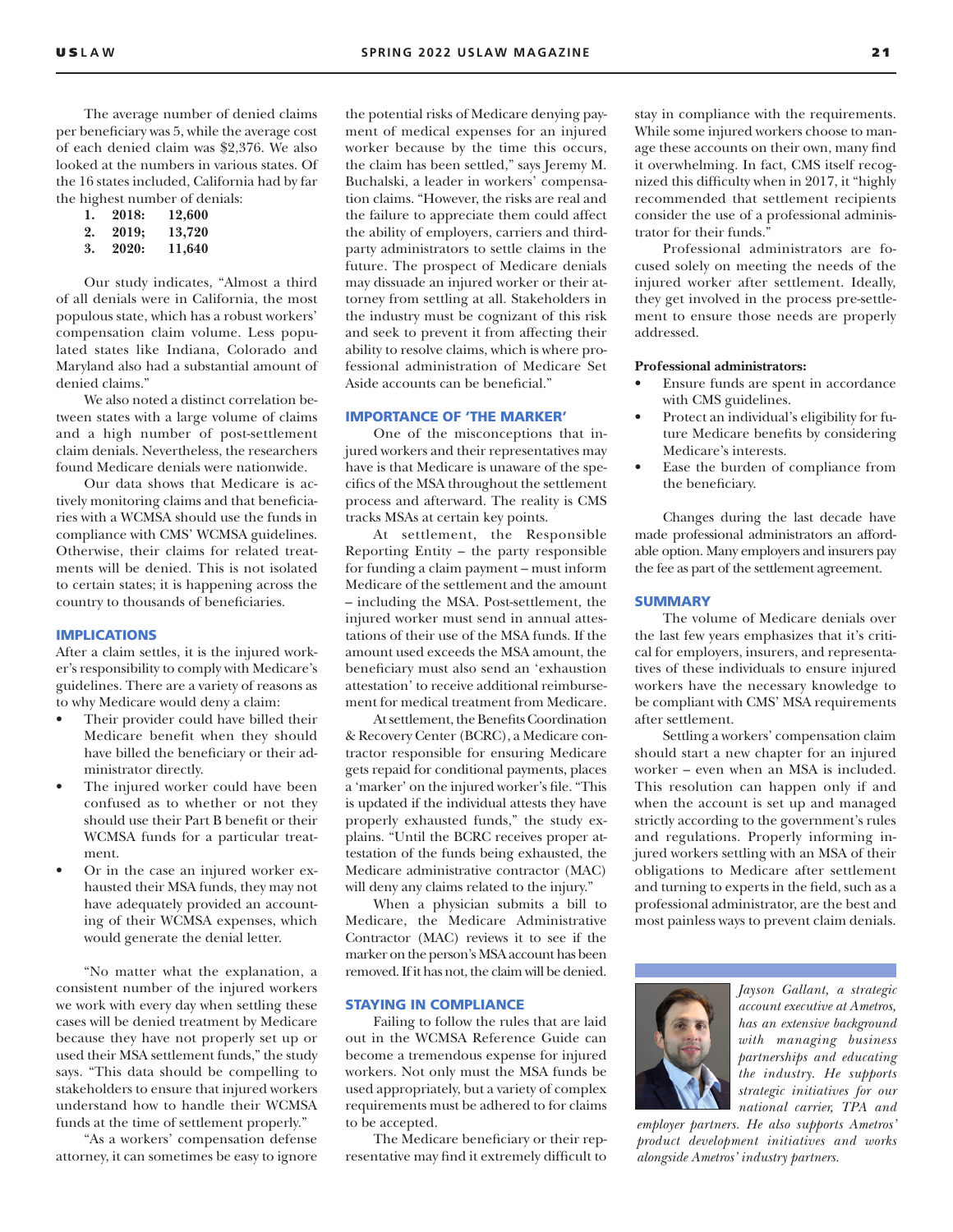The average number of denied claims per beneficiary was 5, while the average cost of each denied claim was $2,376. We also looked at the numbers in various states. Of the 16 states included, California had by far the highest number of denials:

1. **2018: 12,600**
2. **2019; 13,720**
3. **2020: 11,640**

Our study indicates, "Almost a third of all denials were in California, the most populous state, which has a robust workers' compensation claim volume. Less populated states like Indiana, Colorado and Maryland also had a substantial amount of denied claims."

We also noted a distinct correlation between states with a large volume of claims and a high number of post-settlement claim denials. Nevertheless, the researchers found Medicare denials were nationwide.

Our data shows that Medicare is actively monitoring claims and that beneficiaries with a WCMSA should use the funds in compliance with CMS' WCMSA guidelines. Otherwise, their claims for related treatments will be denied. This is not isolated to certain states; it is happening across the country to thousands of beneficiaries.

## IMPLICATIONS

After a claim settles, it is the injured worker's responsibility to comply with Medicare's guidelines. There are a variety of reasons as to why Medicare would deny a claim:

- Their provider could have billed their Medicare benefit when they should have billed the beneficiary or their administrator directly.
- The injured worker could have been confused as to whether or not they should use their Part B benefit or their WCMSA funds for a particular treatment.
- Or in the case an injured worker exhausted their MSA funds, they may not have adequately provided an accounting of their WCMSA expenses, which would generate the denial letter.

"No matter what the explanation, a consistent number of the injured workers we work with every day when settling these cases will be denied treatment by Medicare because they have not properly set up or used their MSA settlement funds," the study says. "This data should be compelling to stakeholders to ensure that injured workers understand how to handle their WCMSA funds at the time of settlement properly."

"As a workers' compensation defense attorney, it can sometimes be easy to ignore the potential risks of Medicare denying payment of medical expenses for an injured worker because by the time this occurs, the claim has been settled," says Jeremy M. Buchalski, a leader in workers' compensation claims. "However, the risks are real and the failure to appreciate them could affect the ability of employers, carriers and third-party administrators to settle claims in the future. The prospect of Medicare denials may dissuade an injured worker or their attorney from settling at all. Stakeholders in the industry must be cognizant of this risk and seek to prevent it from affecting their ability to resolve claims, which is where professional administration of Medicare Set Aside accounts can be beneficial."

## IMPORTANCE OF 'THE MARKER'

One of the misconceptions that injured workers and their representatives may have is that Medicare is unaware of the specifics of the MSA throughout the settlement process and afterward. The reality is CMS tracks MSAs at certain key points.

At settlement, the Responsible Reporting Entity – the party responsible for funding a claim payment – must inform Medicare of the settlement and the amount – including the MSA. Post-settlement, the injured worker must send in annual attestations of their use of the MSA funds. If the amount used exceeds the MSA amount, the beneficiary must also send an 'exhaustion attestation' to receive additional reimbursement for medical treatment from Medicare.

At settlement, the Benefits Coordination & Recovery Center (BCRC), a Medicare contractor responsible for ensuring Medicare gets repaid for conditional payments, places a 'marker' on the injured worker's file. "This is updated if the individual attests they have properly exhausted funds," the study explains. "Until the BCRC receives proper attestation of the funds being exhausted, the Medicare administrative contractor (MAC) will deny any claims related to the injury."

When a physician submits a bill to Medicare, the Medicare Administrative Contractor (MAC) reviews it to see if the marker on the person's MSA account has been removed. If it has not, the claim will be denied.

## STAYING IN COMPLIANCE

Failing to follow the rules that are laid out in the WCMSA Reference Guide can become a tremendous expense for injured workers. Not only must the MSA funds be used appropriately, but a variety of complex requirements must be adhered to for claims to be accepted.

The Medicare beneficiary or their representative may find it extremely difficult to stay in compliance with the requirements. While some injured workers choose to manage these accounts on their own, many find it overwhelming. In fact, CMS itself recognized this difficulty when in 2017, it "highly recommended that settlement recipients consider the use of a professional administrator for their funds."

Professional administrators are focused solely on meeting the needs of the injured worker after settlement. Ideally, they get involved in the process pre-settlement to ensure those needs are properly addressed.

**Professional administrators:**

- Ensure funds are spent in accordance with CMS guidelines.
- Protect an individual's eligibility for future Medicare benefits by considering Medicare's interests.
- Ease the burden of compliance from the beneficiary.

Changes during the last decade have made professional administrators an affordable option. Many employers and insurers pay the fee as part of the settlement agreement.

## SUMMARY

The volume of Medicare denials over the last few years emphasizes that it's critical for employers, insurers, and representatives of these individuals to ensure injured workers have the necessary knowledge to be compliant with CMS' MSA requirements after settlement.

Settling a workers' compensation claim should start a new chapter for an injured worker – even when an MSA is included. This resolution can happen only if and when the account is set up and managed strictly according to the government's rules and regulations. Properly informing injured workers settling with an MSA of their obligations to Medicare after settlement and turning to experts in the field, such as a professional administrator, are the best and most painless ways to prevent claim denials.

*Jayson Gallant, a strategic account executive at Ametros, has an extensive background with managing business partnerships and educating the industry. He supports strategic initiatives for our national carrier, TPA and employer partners. He also supports Ametros' product development initiatives and works alongside Ametros' industry partners.*